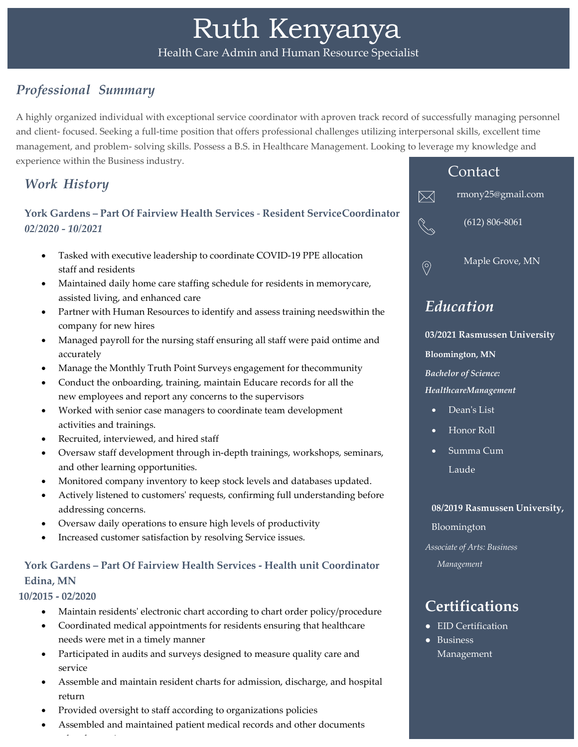# Ruth Kenyanya

Health Care Admin and Human Resource Specialist

## *Professional Summary*

A highly organized individual with exceptional service coordinator with aproven track record of successfully managing personnel and client- focused. Seeking a full-time position that offers professional challenges utilizing interpersonal skills, excellent time management, and problem- solving skills. Possess a B.S. in Healthcare Management. Looking to leverage my knowledge and experience within the Business industry.

## Contact

rmony25@gmail.com

(612) 806-8061

Maple Grove, MN

## *Education*

**03/2021 Rasmussen University**

**Bloomington, MN**

***Bachelor of Science: HealthcareManagement***

- Dean's List
- Honor Roll
- Summa Cum Laude

**08/2019 Rasmussen University,**

Bloomington

*Associate of Arts: Business Management*

## Certifications

- EID Certification
- Business Management

## *Work History*

### York Gardens – Part Of Fairview Health Services - Resident ServiceCoordinator

***02/2020 - 10/2021***

- Tasked with executive leadership to coordinate COVID-19 PPE allocation staff and residents
- Maintained daily home care staffing schedule for residents in memorycare, assisted living, and enhanced care
- Partner with Human Resources to identify and assess training needswithin the company for new hires
- Managed payroll for the nursing staff ensuring all staff were paid ontime and accurately
- Manage the Monthly Truth Point Surveys engagement for thecommunity
- Conduct the onboarding, training, maintain Educare records for all the new employees and report any concerns to the supervisors
- Worked with senior case managers to coordinate team development activities and trainings.
- Recruited, interviewed, and hired staff
- Oversaw staff development through in-depth trainings, workshops, seminars, and other learning opportunities.
- Monitored company inventory to keep stock levels and databases updated.
- Actively listened to customers' requests, confirming full understanding before addressing concerns.
- Oversaw daily operations to ensure high levels of productivity
- Increased customer satisfaction by resolving Service issues.

### York Gardens – Part Of Fairview Health Services - Health unit Coordinator Edina, MN

**10/2015 - 02/2020**

- Maintain residents' electronic chart according to chart order policy/procedure
- Coordinated medical appointments for residents ensuring that healthcare needs were met in a timely manner
- Participated in audits and surveys designed to measure quality care and service
- Assemble and maintain resident charts for admission, discharge, and hospital return
- Provided oversight to staff according to organizations policies
- Assembled and maintained patient medical records and other documents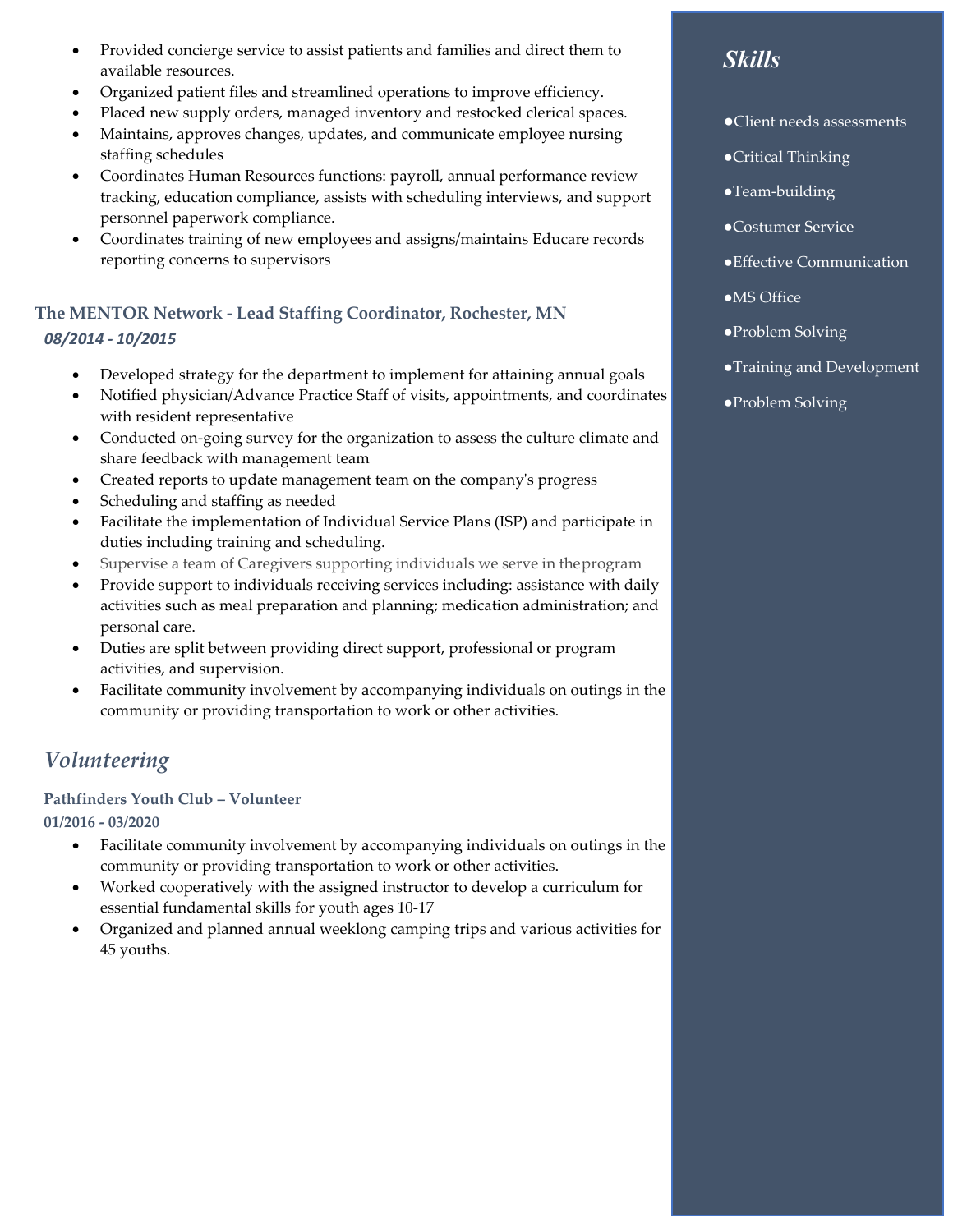- Provided concierge service to assist patients and families and direct them to available resources.
- Organized patient files and streamlined operations to improve efficiency.
- Placed new supply orders, managed inventory and restocked clerical spaces.
- Maintains, approves changes, updates, and communicate employee nursing staffing schedules
- Coordinates Human Resources functions: payroll, annual performance review tracking, education compliance, assists with scheduling interviews, and support personnel paperwork compliance.
- Coordinates training of new employees and assigns/maintains Educare records reporting concerns to supervisors

### The MENTOR Network - Lead Staffing Coordinator, Rochester, MN

***08/2014 - 10/2015***

- Developed strategy for the department to implement for attaining annual goals
- Notified physician/Advance Practice Staff of visits, appointments, and coordinates with resident representative
- Conducted on-going survey for the organization to assess the culture climate and share feedback with management team
- Created reports to update management team on the company's progress
- Scheduling and staffing as needed
- Facilitate the implementation of Individual Service Plans (ISP) and participate in duties including training and scheduling.
- Supervise a team of Caregivers supporting individuals we serve in theprogram
- Provide support to individuals receiving services including: assistance with daily activities such as meal preparation and planning; medication administration; and personal care.
- Duties are split between providing direct support, professional or program activities, and supervision.
- Facilitate community involvement by accompanying individuals on outings in the community or providing transportation to work or other activities.

## *Volunteering*

### Pathfinders Youth Club – Volunteer

**01/2016 - 03/2020**

- Facilitate community involvement by accompanying individuals on outings in the community or providing transportation to work or other activities.
- Worked cooperatively with the assigned instructor to develop a curriculum for essential fundamental skills for youth ages 10-17
- Organized and planned annual weeklong camping trips and various activities for 45 youths.

## *Skills*

- Client needs assessments
- Critical Thinking
- Team-building
- Costumer Service
- Effective Communication
- MS Office
- Problem Solving
- Training and Development
- Problem Solving